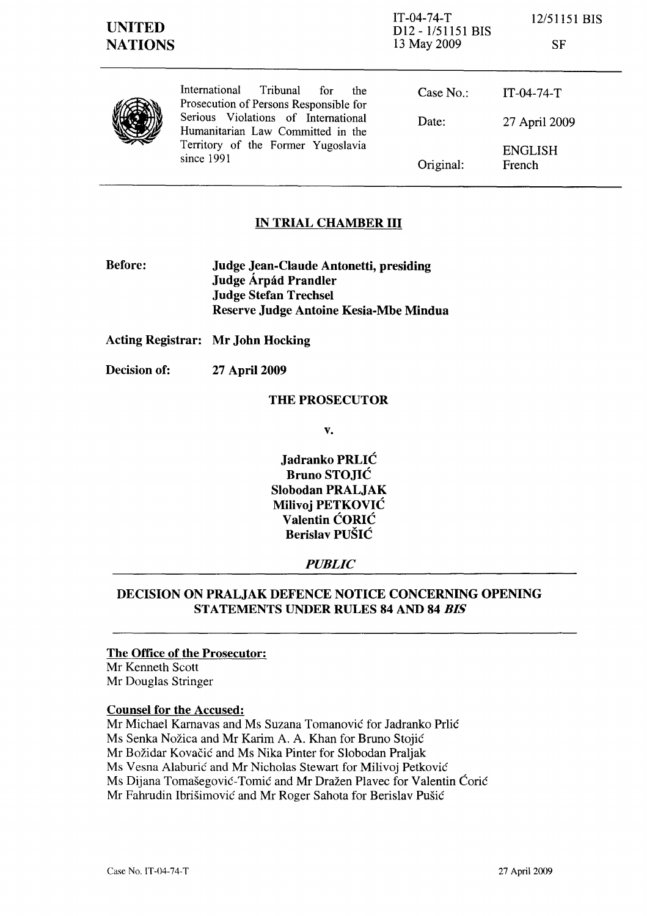UNITED NATIONS

IT-04-74-T
D12 - 1/51151 BIS
13 May 2009

12/51151 BIS

SF

International Tribunal for the Prosecution of Persons Responsible for Serious Violations of International Humanitarian Law Committed in the Territory of the Former Yugoslavia since 1991

| | |
|---|---|
| Case No.: | IT-04-74-T |
| Date: | 27 April 2009 |
| Original: | ENGLISH French |

## IN TRIAL CHAMBER III

**Before:** **Judge Jean-Claude Antonetti, presiding**
**Judge Árpád Prandler**
**Judge Stefan Trechsel**
**Reserve Judge Antoine Kesia-Mbe Mindua**

**Acting Registrar:** **Mr John Hocking**

**Decision of:** **27 April 2009**

**THE PROSECUTOR**

**v.**

**Jadranko PRLIĆ**
**Bruno STOJIĆ**
**Slobodan PRALJAK**
**Milivoj PETKOVIĆ**
**Valentin ĆORIĆ**
**Berislav PUŠIĆ**

***PUBLIC***

## DECISION ON PRALJAK DEFENCE NOTICE CONCERNING OPENING STATEMENTS UNDER RULES 84 AND 84 *BIS*

**The Office of the Prosecutor:**
Mr Kenneth Scott
Mr Douglas Stringer

**Counsel for the Accused:**
Mr Michael Karnavas and Ms Suzana Tomanović for Jadranko Prlić
Ms Senka Nožica and Mr Karim A. A. Khan for Bruno Stojić
Mr Božidar Kovačić and Ms Nika Pinter for Slobodan Praljak
Ms Vesna Alaburić and Mr Nicholas Stewart for Milivoj Petković
Ms Dijana Tomašegović-Tomić and Mr Dražen Plavec for Valentin Ćorić
Mr Fahrudin Ibrišimović and Mr Roger Sahota for Berislav Pušić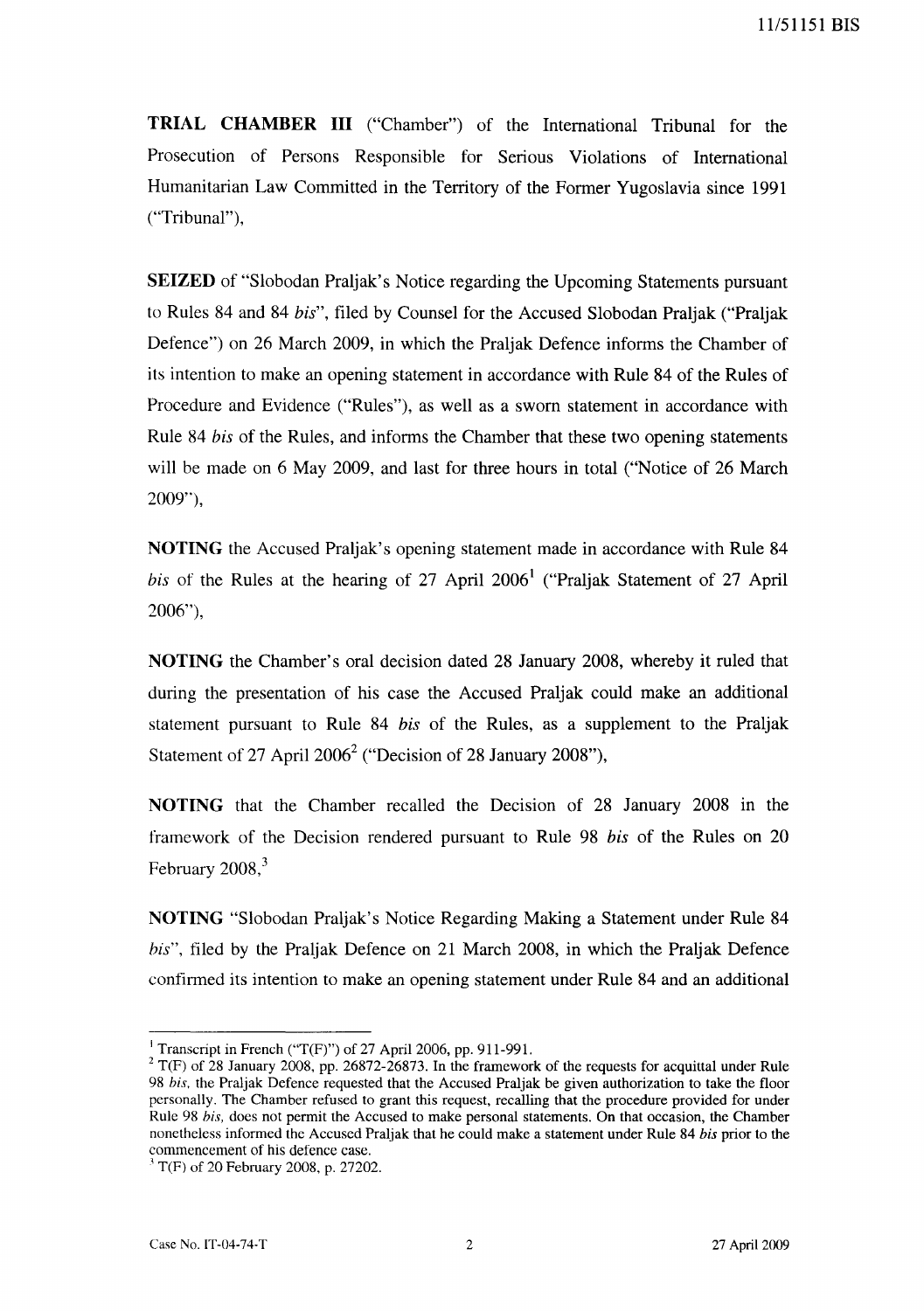**TRIAL CHAMBER III** ("Chamber") of the International Tribunal for the Prosecution of Persons Responsible for Serious Violations of International Humanitarian Law Committed in the Territory of the Former Yugoslavia since 1991 ("Tribunal"),

**SEIZED** of "Slobodan Praljak's Notice regarding the Upcoming Statements pursuant to Rules 84 and 84 *bis*", filed by Counsel for the Accused Slobodan Praljak ("Praljak Defence") on 26 March 2009, in which the Praljak Defence informs the Chamber of its intention to make an opening statement in accordance with Rule 84 of the Rules of Procedure and Evidence ("Rules"), as well as a sworn statement in accordance with Rule 84 *bis* of the Rules, and informs the Chamber that these two opening statements will be made on 6 May 2009, and last for three hours in total ("Notice of 26 March 2009"),

**NOTING** the Accused Praljak's opening statement made in accordance with Rule 84 *bis* of the Rules at the hearing of 27 April 2006[1] ("Praljak Statement of 27 April 2006"),

**NOTING** the Chamber's oral decision dated 28 January 2008, whereby it ruled that during the presentation of his case the Accused Praljak could make an additional statement pursuant to Rule 84 *bis* of the Rules, as a supplement to the Praljak Statement of 27 April 2006[2] ("Decision of 28 January 2008"),

**NOTING** that the Chamber recalled the Decision of 28 January 2008 in the framework of the Decision rendered pursuant to Rule 98 *bis* of the Rules on 20 February 2008,[3]

**NOTING** "Slobodan Praljak's Notice Regarding Making a Statement under Rule 84 *bis*", filed by the Praljak Defence on 21 March 2008, in which the Praljak Defence confirmed its intention to make an opening statement under Rule 84 and an additional

---

[1] Transcript in French ("T(F)") of 27 April 2006, pp. 911-991.

[2] T(F) of 28 January 2008, pp. 26872-26873. In the framework of the requests for acquittal under Rule 98 *bis*, the Praljak Defence requested that the Accused Praljak be given authorization to take the floor personally. The Chamber refused to grant this request, recalling that the procedure provided for under Rule 98 *bis*, does not permit the Accused to make personal statements. On that occasion, the Chamber nonetheless informed the Accused Praljak that he could make a statement under Rule 84 *bis* prior to the commencement of his defence case.

[3] T(F) of 20 February 2008, p. 27202.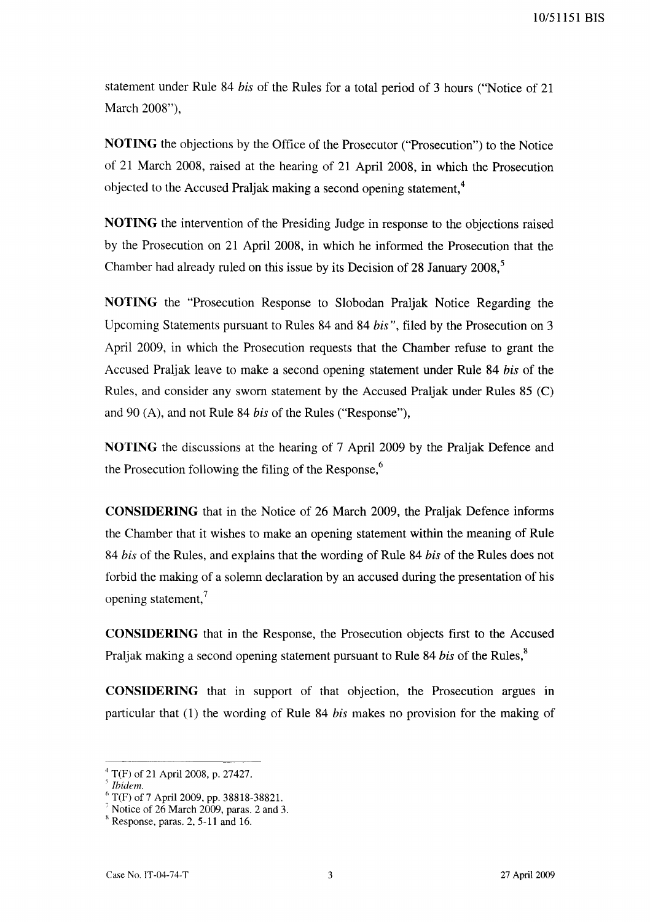statement under Rule 84 *bis* of the Rules for a total period of 3 hours ("Notice of 21 March 2008"),

**NOTING** the objections by the Office of the Prosecutor ("Prosecution") to the Notice of 21 March 2008, raised at the hearing of 21 April 2008, in which the Prosecution objected to the Accused Praljak making a second opening statement,[4]

**NOTING** the intervention of the Presiding Judge in response to the objections raised by the Prosecution on 21 April 2008, in which he informed the Prosecution that the Chamber had already ruled on this issue by its Decision of 28 January 2008,[5]

**NOTING** the "Prosecution Response to Slobodan Praljak Notice Regarding the Upcoming Statements pursuant to Rules 84 and 84 *bis*", filed by the Prosecution on 3 April 2009, in which the Prosecution requests that the Chamber refuse to grant the Accused Praljak leave to make a second opening statement under Rule 84 *bis* of the Rules, and consider any sworn statement by the Accused Praljak under Rules 85 (C) and 90 (A), and not Rule 84 *bis* of the Rules ("Response"),

**NOTING** the discussions at the hearing of 7 April 2009 by the Praljak Defence and the Prosecution following the filing of the Response,[6]

**CONSIDERING** that in the Notice of 26 March 2009, the Praljak Defence informs the Chamber that it wishes to make an opening statement within the meaning of Rule 84 *bis* of the Rules, and explains that the wording of Rule 84 *bis* of the Rules does not forbid the making of a solemn declaration by an accused during the presentation of his opening statement,[7]

**CONSIDERING** that in the Response, the Prosecution objects first to the Accused Praljak making a second opening statement pursuant to Rule 84 *bis* of the Rules,[8]

**CONSIDERING** that in support of that objection, the Prosecution argues in particular that (1) the wording of Rule 84 *bis* makes no provision for the making of

---

[4] T(F) of 21 April 2008, p. 27427.

[5] *Ibidem.*

[6] T(F) of 7 April 2009, pp. 38818-38821.

[7] Notice of 26 March 2009, paras. 2 and 3.

[8] Response, paras. 2, 5-11 and 16.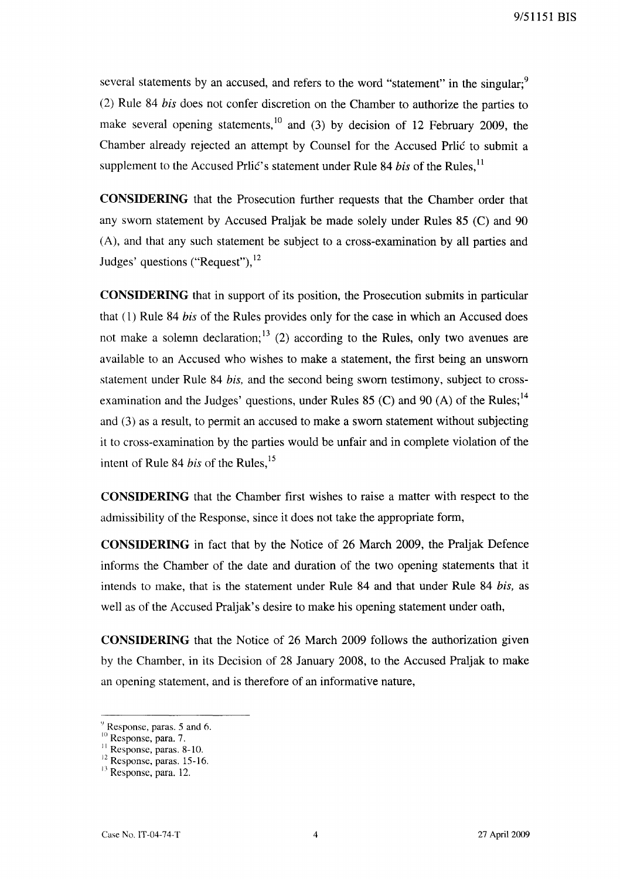several statements by an accused, and refers to the word "statement" in the singular;[9] (2) Rule 84 *bis* does not confer discretion on the Chamber to authorize the parties to make several opening statements,[10] and (3) by decision of 12 February 2009, the Chamber already rejected an attempt by Counsel for the Accused Prlić to submit a supplement to the Accused Prlić's statement under Rule 84 *bis* of the Rules,[11]

**CONSIDERING** that the Prosecution further requests that the Chamber order that any sworn statement by Accused Praljak be made solely under Rules 85 (C) and 90 (A), and that any such statement be subject to a cross-examination by all parties and Judges' questions ("Request"),[12]

**CONSIDERING** that in support of its position, the Prosecution submits in particular that (1) Rule 84 *bis* of the Rules provides only for the case in which an Accused does not make a solemn declaration;[13] (2) according to the Rules, only two avenues are available to an Accused who wishes to make a statement, the first being an unsworn statement under Rule 84 *bis*, and the second being sworn testimony, subject to cross-examination and the Judges' questions, under Rules 85 (C) and 90 (A) of the Rules;[14] and (3) as a result, to permit an accused to make a sworn statement without subjecting it to cross-examination by the parties would be unfair and in complete violation of the intent of Rule 84 *bis* of the Rules,[15]

**CONSIDERING** that the Chamber first wishes to raise a matter with respect to the admissibility of the Response, since it does not take the appropriate form,

**CONSIDERING** in fact that by the Notice of 26 March 2009, the Praljak Defence informs the Chamber of the date and duration of the two opening statements that it intends to make, that is the statement under Rule 84 and that under Rule 84 *bis*, as well as of the Accused Praljak's desire to make his opening statement under oath,

**CONSIDERING** that the Notice of 26 March 2009 follows the authorization given by the Chamber, in its Decision of 28 January 2008, to the Accused Praljak to make an opening statement, and is therefore of an informative nature,

---

[9] Response, paras. 5 and 6.

[10] Response, para. 7.

[11] Response, paras. 8-10.

[12] Response, paras. 15-16.

[13] Response, para. 12.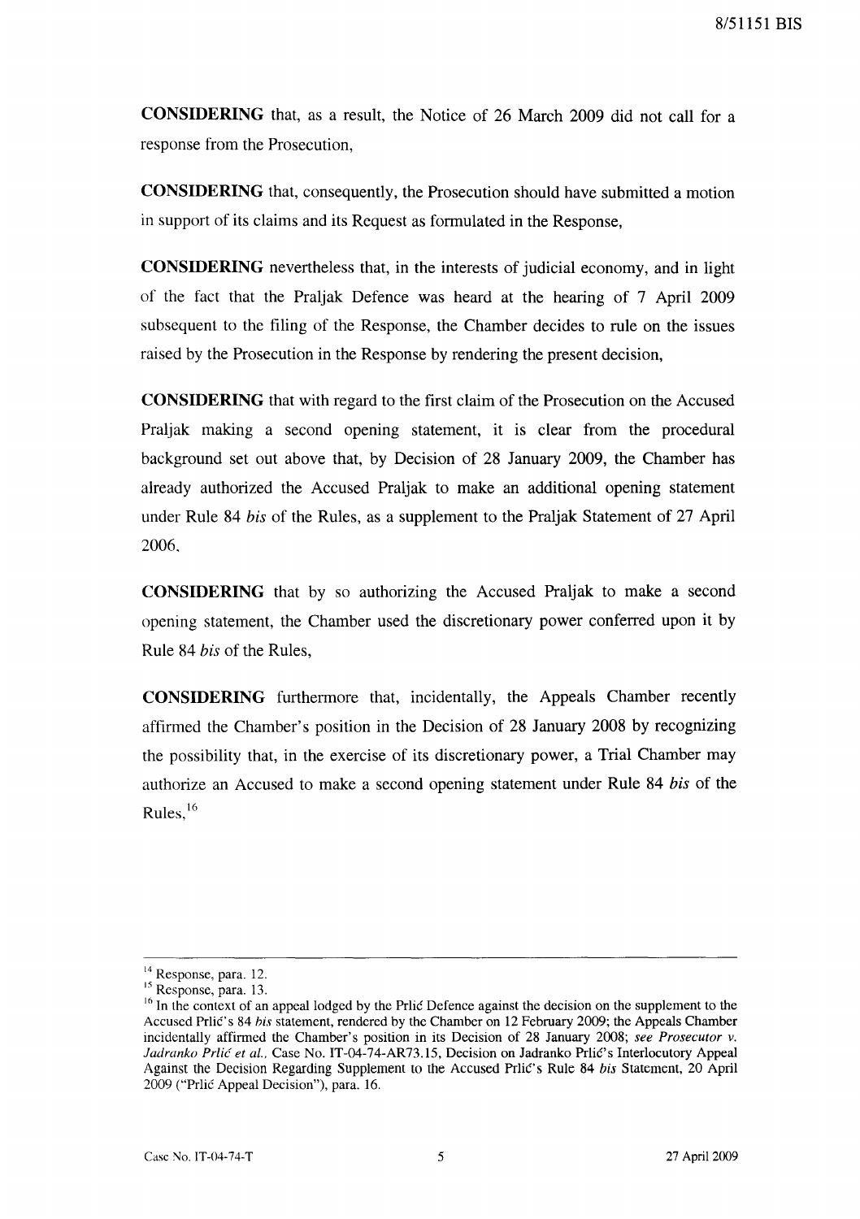**CONSIDERING** that, as a result, the Notice of 26 March 2009 did not call for a response from the Prosecution,

**CONSIDERING** that, consequently, the Prosecution should have submitted a motion in support of its claims and its Request as formulated in the Response,

**CONSIDERING** nevertheless that, in the interests of judicial economy, and in light of the fact that the Praljak Defence was heard at the hearing of 7 April 2009 subsequent to the filing of the Response, the Chamber decides to rule on the issues raised by the Prosecution in the Response by rendering the present decision,

**CONSIDERING** that with regard to the first claim of the Prosecution on the Accused Praljak making a second opening statement, it is clear from the procedural background set out above that, by Decision of 28 January 2009, the Chamber has already authorized the Accused Praljak to make an additional opening statement under Rule 84 *bis* of the Rules, as a supplement to the Praljak Statement of 27 April 2006,

**CONSIDERING** that by so authorizing the Accused Praljak to make a second opening statement, the Chamber used the discretionary power conferred upon it by Rule 84 *bis* of the Rules,

**CONSIDERING** furthermore that, incidentally, the Appeals Chamber recently affirmed the Chamber's position in the Decision of 28 January 2008 by recognizing the possibility that, in the exercise of its discretionary power, a Trial Chamber may authorize an Accused to make a second opening statement under Rule 84 *bis* of the Rules,[16]

---

[14] Response, para. 12.

[15] Response, para. 13.

[16] In the context of an appeal lodged by the Prlić Defence against the decision on the supplement to the Accused Prlić's 84 *bis* statement, rendered by the Chamber on 12 February 2009; the Appeals Chamber incidentally affirmed the Chamber's position in its Decision of 28 January 2008; *see Prosecutor v. Jadranko Prlić et al.*, Case No. IT-04-74-AR73.15, Decision on Jadranko Prlić's Interlocutory Appeal Against the Decision Regarding Supplement to the Accused Prlić's Rule 84 *bis* Statement, 20 April 2009 ("Prlić Appeal Decision"), para. 16.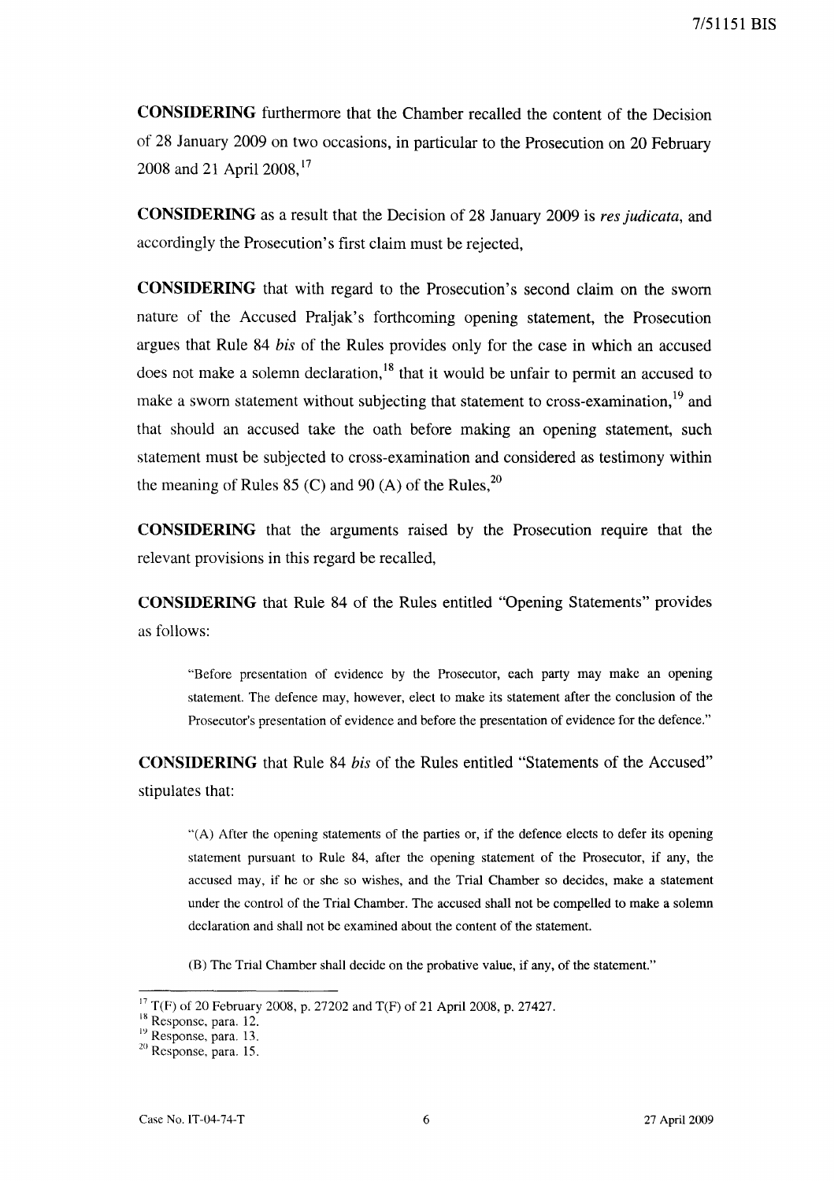**CONSIDERING** furthermore that the Chamber recalled the content of the Decision of 28 January 2009 on two occasions, in particular to the Prosecution on 20 February 2008 and 21 April 2008,[17]

**CONSIDERING** as a result that the Decision of 28 January 2009 is *res judicata*, and accordingly the Prosecution's first claim must be rejected,

**CONSIDERING** that with regard to the Prosecution's second claim on the sworn nature of the Accused Praljak's forthcoming opening statement, the Prosecution argues that Rule 84 *bis* of the Rules provides only for the case in which an accused does not make a solemn declaration,[18] that it would be unfair to permit an accused to make a sworn statement without subjecting that statement to cross-examination,[19] and that should an accused take the oath before making an opening statement, such statement must be subjected to cross-examination and considered as testimony within the meaning of Rules 85 (C) and 90 (A) of the Rules,[20]

**CONSIDERING** that the arguments raised by the Prosecution require that the relevant provisions in this regard be recalled,

**CONSIDERING** that Rule 84 of the Rules entitled "Opening Statements" provides as follows:

> "Before presentation of evidence by the Prosecutor, each party may make an opening statement. The defence may, however, elect to make its statement after the conclusion of the Prosecutor's presentation of evidence and before the presentation of evidence for the defence."

**CONSIDERING** that Rule 84 *bis* of the Rules entitled "Statements of the Accused" stipulates that:

> "(A) After the opening statements of the parties or, if the defence elects to defer its opening statement pursuant to Rule 84, after the opening statement of the Prosecutor, if any, the accused may, if he or she so wishes, and the Trial Chamber so decides, make a statement under the control of the Trial Chamber. The accused shall not be compelled to make a solemn declaration and shall not be examined about the content of the statement.
>
> (B) The Trial Chamber shall decide on the probative value, if any, of the statement."

---

[17] T(F) of 20 February 2008, p. 27202 and T(F) of 21 April 2008, p. 27427.

[18] Response, para. 12.

[19] Response, para. 13.

[20] Response, para. 15.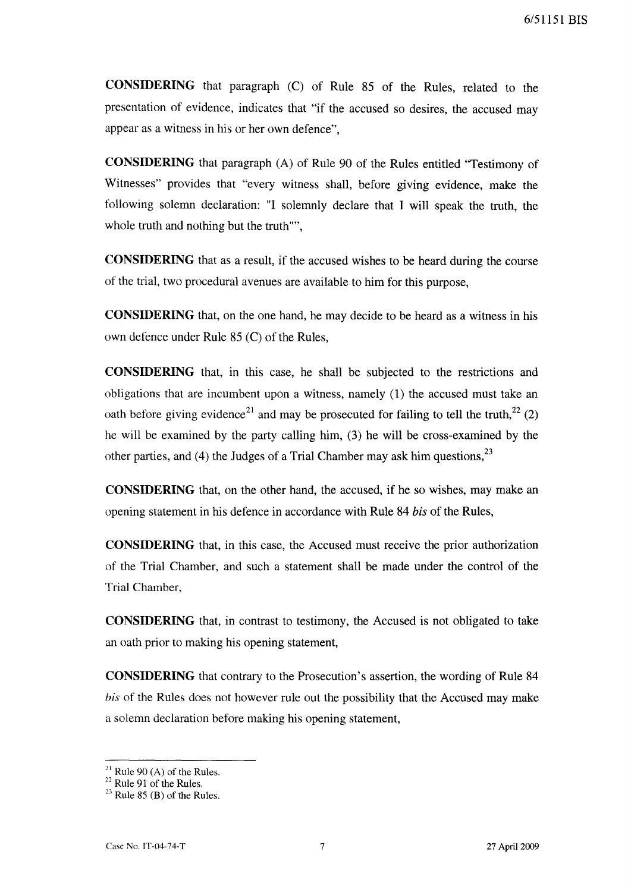**CONSIDERING** that paragraph (C) of Rule 85 of the Rules, related to the presentation of evidence, indicates that "if the accused so desires, the accused may appear as a witness in his or her own defence",

**CONSIDERING** that paragraph (A) of Rule 90 of the Rules entitled "Testimony of Witnesses" provides that "every witness shall, before giving evidence, make the following solemn declaration: "I solemnly declare that I will speak the truth, the whole truth and nothing but the truth"",

**CONSIDERING** that as a result, if the accused wishes to be heard during the course of the trial, two procedural avenues are available to him for this purpose,

**CONSIDERING** that, on the one hand, he may decide to be heard as a witness in his own defence under Rule 85 (C) of the Rules,

**CONSIDERING** that, in this case, he shall be subjected to the restrictions and obligations that are incumbent upon a witness, namely (1) the accused must take an oath before giving evidence[21] and may be prosecuted for failing to tell the truth,[22] (2) he will be examined by the party calling him, (3) he will be cross-examined by the other parties, and (4) the Judges of a Trial Chamber may ask him questions,[23]

**CONSIDERING** that, on the other hand, the accused, if he so wishes, may make an opening statement in his defence in accordance with Rule 84 *bis* of the Rules,

**CONSIDERING** that, in this case, the Accused must receive the prior authorization of the Trial Chamber, and such a statement shall be made under the control of the Trial Chamber,

**CONSIDERING** that, in contrast to testimony, the Accused is not obligated to take an oath prior to making his opening statement,

**CONSIDERING** that contrary to the Prosecution's assertion, the wording of Rule 84 *bis* of the Rules does not however rule out the possibility that the Accused may make a solemn declaration before making his opening statement,

---

[21] Rule 90 (A) of the Rules.

[22] Rule 91 of the Rules.

[23] Rule 85 (B) of the Rules.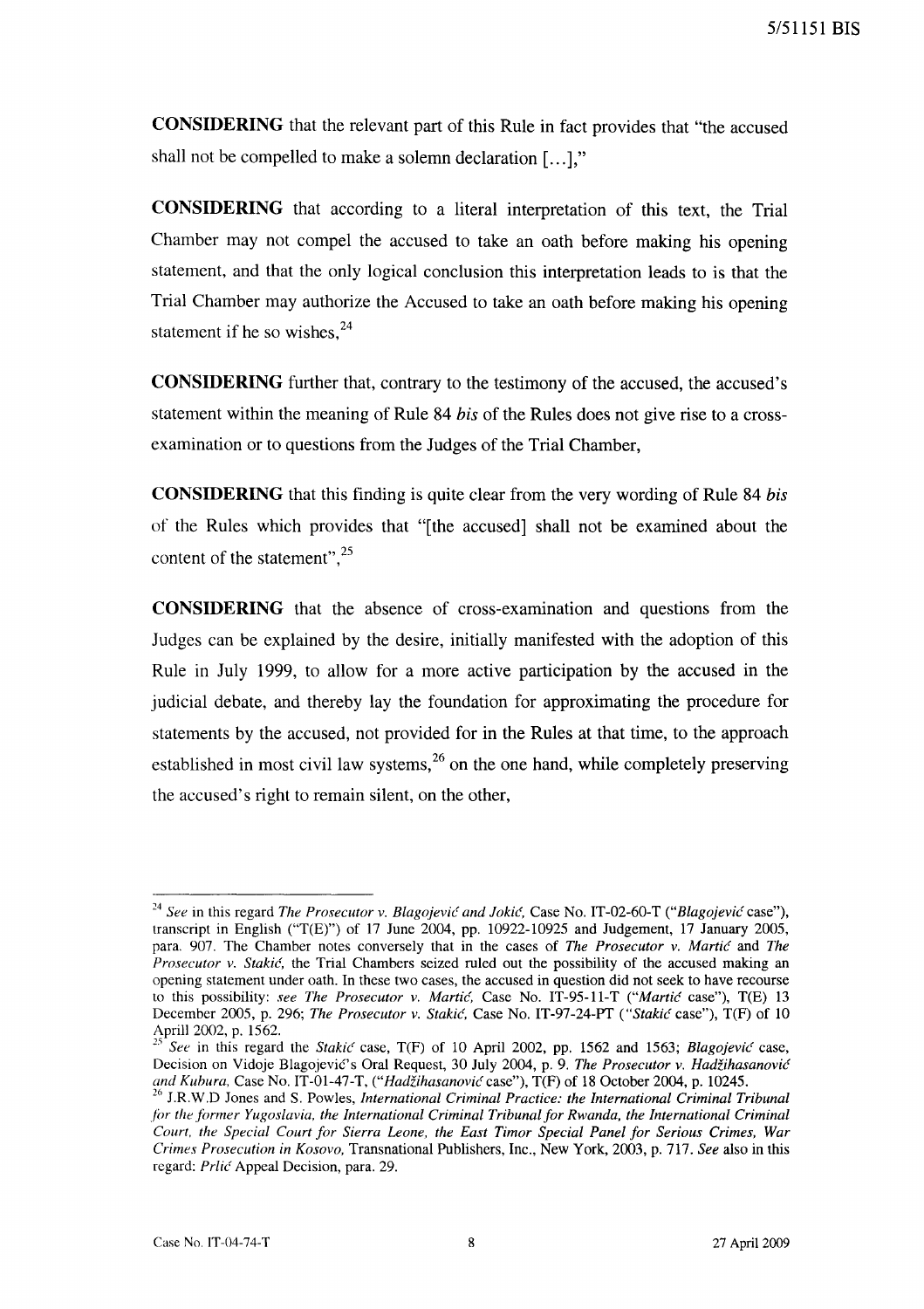**CONSIDERING** that the relevant part of this Rule in fact provides that "the accused shall not be compelled to make a solemn declaration [...],"

**CONSIDERING** that according to a literal interpretation of this text, the Trial Chamber may not compel the accused to take an oath before making his opening statement, and that the only logical conclusion this interpretation leads to is that the Trial Chamber may authorize the Accused to take an oath before making his opening statement if he so wishes,[24]

**CONSIDERING** further that, contrary to the testimony of the accused, the accused's statement within the meaning of Rule 84 *bis* of the Rules does not give rise to a cross-examination or to questions from the Judges of the Trial Chamber,

**CONSIDERING** that this finding is quite clear from the very wording of Rule 84 *bis* of the Rules which provides that "[the accused] shall not be examined about the content of the statement",[25]

**CONSIDERING** that the absence of cross-examination and questions from the Judges can be explained by the desire, initially manifested with the adoption of this Rule in July 1999, to allow for a more active participation by the accused in the judicial debate, and thereby lay the foundation for approximating the procedure for statements by the accused, not provided for in the Rules at that time, to the approach established in most civil law systems,[26] on the one hand, while completely preserving the accused's right to remain silent, on the other,

---

[24] *See* in this regard *The Prosecutor v. Blagojević and Jokić*, Case No. IT-02-60-T ("*Blagojević* case"), transcript in English ("T(E)") of 17 June 2004, pp. 10922-10925 and Judgement, 17 January 2005, para. 907. The Chamber notes conversely that in the cases of *The Prosecutor v. Martić* and *The Prosecutor v. Stakić*, the Trial Chambers seized ruled out the possibility of the accused making an opening statement under oath. In these two cases, the accused in question did not seek to have recourse to this possibility: *see The Prosecutor v. Martić*, Case No. IT-95-11-T ("*Martić* case"), T(E) 13 December 2005, p. 296; *The Prosecutor v. Stakić*, Case No. IT-97-24-PT ("*Stakić* case"), T(F) of 10 Aprill 2002, p. 1562.

[25] *See* in this regard the *Stakić* case, T(F) of 10 April 2002, pp. 1562 and 1563; *Blagojević* case, Decision on Vidoje Blagojević's Oral Request, 30 July 2004, p. 9. *The Prosecutor v. Hadžihasanović and Kubura*, Case No. IT-01-47-T, ("*Hadžihasanović* case"), T(F) of 18 October 2004, p. 10245.

[26] J.R.W.D Jones and S. Powles, *International Criminal Practice: the International Criminal Tribunal for the former Yugoslavia, the International Criminal Tribunal for Rwanda, the International Criminal Court, the Special Court for Sierra Leone, the East Timor Special Panel for Serious Crimes, War Crimes Prosecution in Kosovo*, Transnational Publishers, Inc., New York, 2003, p. 717. *See* also in this regard: *Prlić* Appeal Decision, para. 29.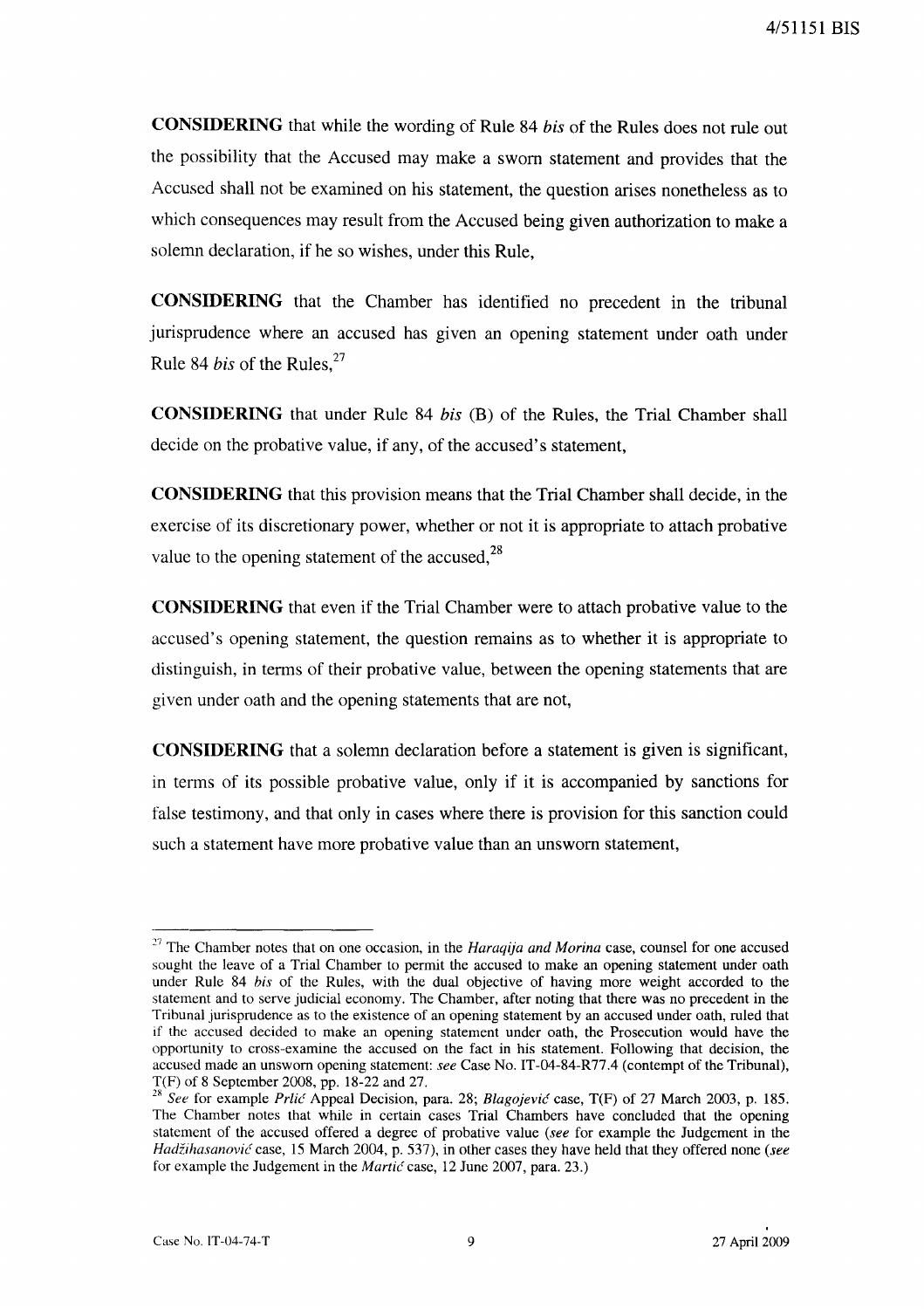**CONSIDERING** that while the wording of Rule 84 *bis* of the Rules does not rule out the possibility that the Accused may make a sworn statement and provides that the Accused shall not be examined on his statement, the question arises nonetheless as to which consequences may result from the Accused being given authorization to make a solemn declaration, if he so wishes, under this Rule,

**CONSIDERING** that the Chamber has identified no precedent in the tribunal jurisprudence where an accused has given an opening statement under oath under Rule 84 *bis* of the Rules,[27]

**CONSIDERING** that under Rule 84 *bis* (B) of the Rules, the Trial Chamber shall decide on the probative value, if any, of the accused's statement,

**CONSIDERING** that this provision means that the Trial Chamber shall decide, in the exercise of its discretionary power, whether or not it is appropriate to attach probative value to the opening statement of the accused,[28]

**CONSIDERING** that even if the Trial Chamber were to attach probative value to the accused's opening statement, the question remains as to whether it is appropriate to distinguish, in terms of their probative value, between the opening statements that are given under oath and the opening statements that are not,

**CONSIDERING** that a solemn declaration before a statement is given is significant, in terms of its possible probative value, only if it is accompanied by sanctions for false testimony, and that only in cases where there is provision for this sanction could such a statement have more probative value than an unsworn statement,

---

[27] The Chamber notes that on one occasion, in the *Haraqija and Morina* case, counsel for one accused sought the leave of a Trial Chamber to permit the accused to make an opening statement under oath under Rule 84 *bis* of the Rules, with the dual objective of having more weight accorded to the statement and to serve judicial economy. The Chamber, after noting that there was no precedent in the Tribunal jurisprudence as to the existence of an opening statement by an accused under oath, ruled that if the accused decided to make an opening statement under oath, the Prosecution would have the opportunity to cross-examine the accused on the fact in his statement. Following that decision, the accused made an unsworn opening statement: *see* Case No. IT-04-84-R77.4 (contempt of the Tribunal), T(F) of 8 September 2008, pp. 18-22 and 27.

[28] *See* for example *Prlić* Appeal Decision, para. 28; *Blagojević* case, T(F) of 27 March 2003, p. 185. The Chamber notes that while in certain cases Trial Chambers have concluded that the opening statement of the accused offered a degree of probative value (*see* for example the Judgement in the *Hadžihasanović* case, 15 March 2004, p. 537), in other cases they have held that they offered none (*see* for example the Judgement in the *Martić* case, 12 June 2007, para. 23.)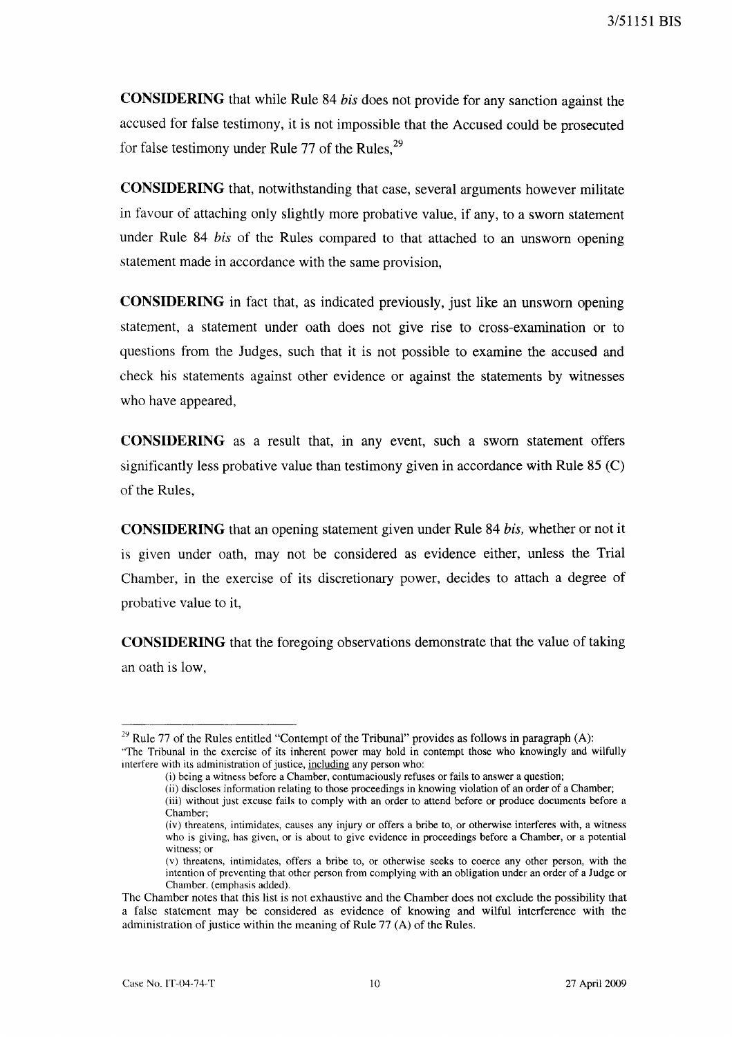**CONSIDERING** that while Rule 84 *bis* does not provide for any sanction against the accused for false testimony, it is not impossible that the Accused could be prosecuted for false testimony under Rule 77 of the Rules,[29]

**CONSIDERING** that, notwithstanding that case, several arguments however militate in favour of attaching only slightly more probative value, if any, to a sworn statement under Rule 84 *bis* of the Rules compared to that attached to an unsworn opening statement made in accordance with the same provision,

**CONSIDERING** in fact that, as indicated previously, just like an unsworn opening statement, a statement under oath does not give rise to cross-examination or to questions from the Judges, such that it is not possible to examine the accused and check his statements against other evidence or against the statements by witnesses who have appeared,

**CONSIDERING** as a result that, in any event, such a sworn statement offers significantly less probative value than testimony given in accordance with Rule 85 (C) of the Rules,

**CONSIDERING** that an opening statement given under Rule 84 *bis*, whether or not it is given under oath, may not be considered as evidence either, unless the Trial Chamber, in the exercise of its discretionary power, decides to attach a degree of probative value to it,

**CONSIDERING** that the foregoing observations demonstrate that the value of taking an oath is low,

---

[29] Rule 77 of the Rules entitled "Contempt of the Tribunal" provides as follows in paragraph (A):
"The Tribunal in the exercise of its inherent power may hold in contempt those who knowingly and wilfully interfere with its administration of justice, <u>including</u> any person who:

(i) being a witness before a Chamber, contumaciously refuses or fails to answer a question;
(ii) discloses information relating to those proceedings in knowing violation of an order of a Chamber;
(iii) without just excuse fails to comply with an order to attend before or produce documents before a Chamber;
(iv) threatens, intimidates, causes any injury or offers a bribe to, or otherwise interferes with, a witness who is giving, has given, or is about to give evidence in proceedings before a Chamber, or a potential witness; or
(v) threatens, intimidates, offers a bribe to, or otherwise seeks to coerce any other person, with the intention of preventing that other person from complying with an obligation under an order of a Judge or Chamber. (emphasis added).

The Chamber notes that this list is not exhaustive and the Chamber does not exclude the possibility that a false statement may be considered as evidence of knowing and wilful interference with the administration of justice within the meaning of Rule 77 (A) of the Rules.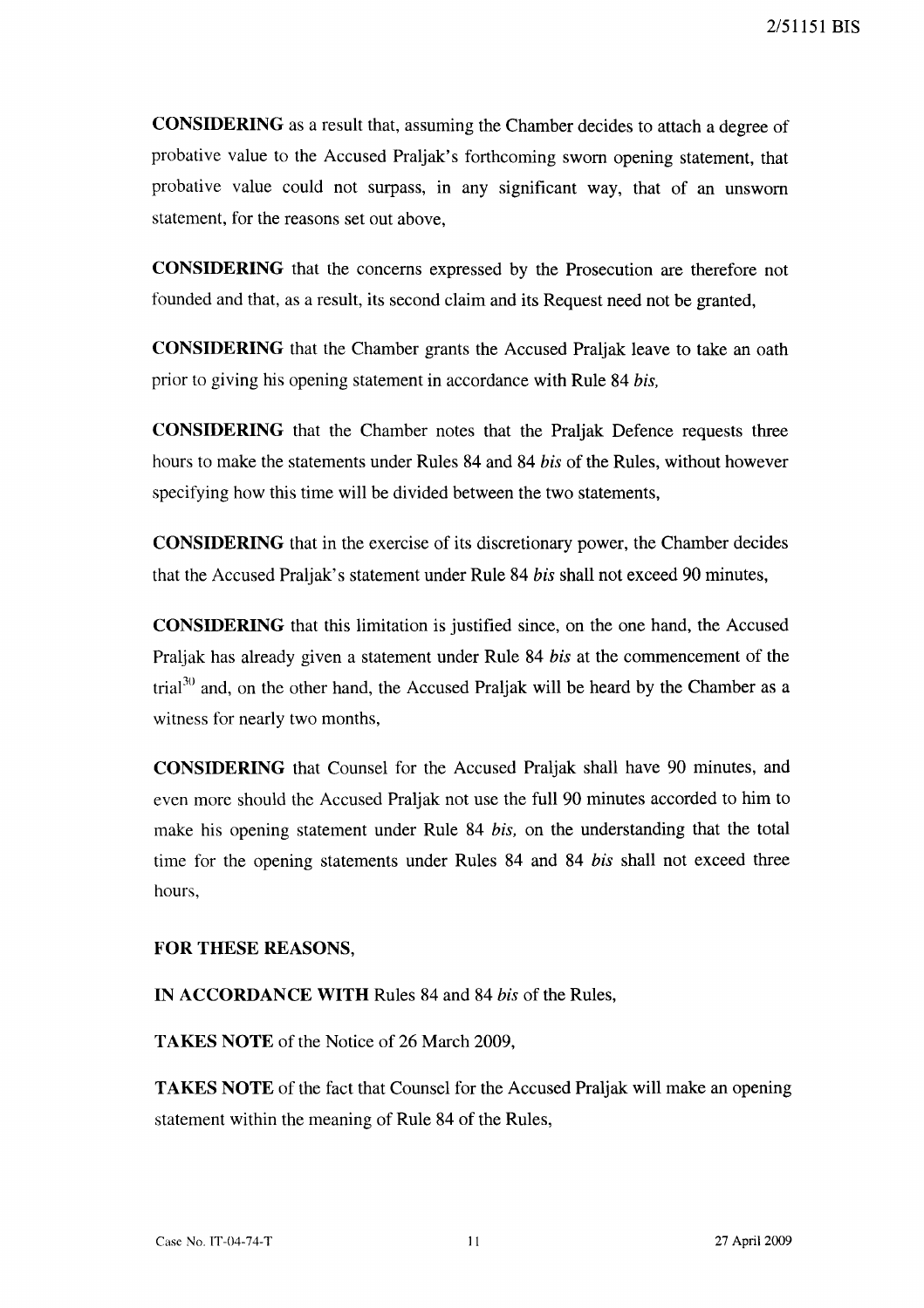**CONSIDERING** as a result that, assuming the Chamber decides to attach a degree of probative value to the Accused Praljak's forthcoming sworn opening statement, that probative value could not surpass, in any significant way, that of an unsworn statement, for the reasons set out above,

**CONSIDERING** that the concerns expressed by the Prosecution are therefore not founded and that, as a result, its second claim and its Request need not be granted,

**CONSIDERING** that the Chamber grants the Accused Praljak leave to take an oath prior to giving his opening statement in accordance with Rule 84 *bis,*

**CONSIDERING** that the Chamber notes that the Praljak Defence requests three hours to make the statements under Rules 84 and 84 *bis* of the Rules, without however specifying how this time will be divided between the two statements,

**CONSIDERING** that in the exercise of its discretionary power, the Chamber decides that the Accused Praljak's statement under Rule 84 *bis* shall not exceed 90 minutes,

**CONSIDERING** that this limitation is justified since, on the one hand, the Accused Praljak has already given a statement under Rule 84 *bis* at the commencement of the trial[30] and, on the other hand, the Accused Praljak will be heard by the Chamber as a witness for nearly two months,

**CONSIDERING** that Counsel for the Accused Praljak shall have 90 minutes, and even more should the Accused Praljak not use the full 90 minutes accorded to him to make his opening statement under Rule 84 *bis,* on the understanding that the total time for the opening statements under Rules 84 and 84 *bis* shall not exceed three hours,

**FOR THESE REASONS,**

**IN ACCORDANCE WITH** Rules 84 and 84 *bis* of the Rules,

**TAKES NOTE** of the Notice of 26 March 2009,

**TAKES NOTE** of the fact that Counsel for the Accused Praljak will make an opening statement within the meaning of Rule 84 of the Rules,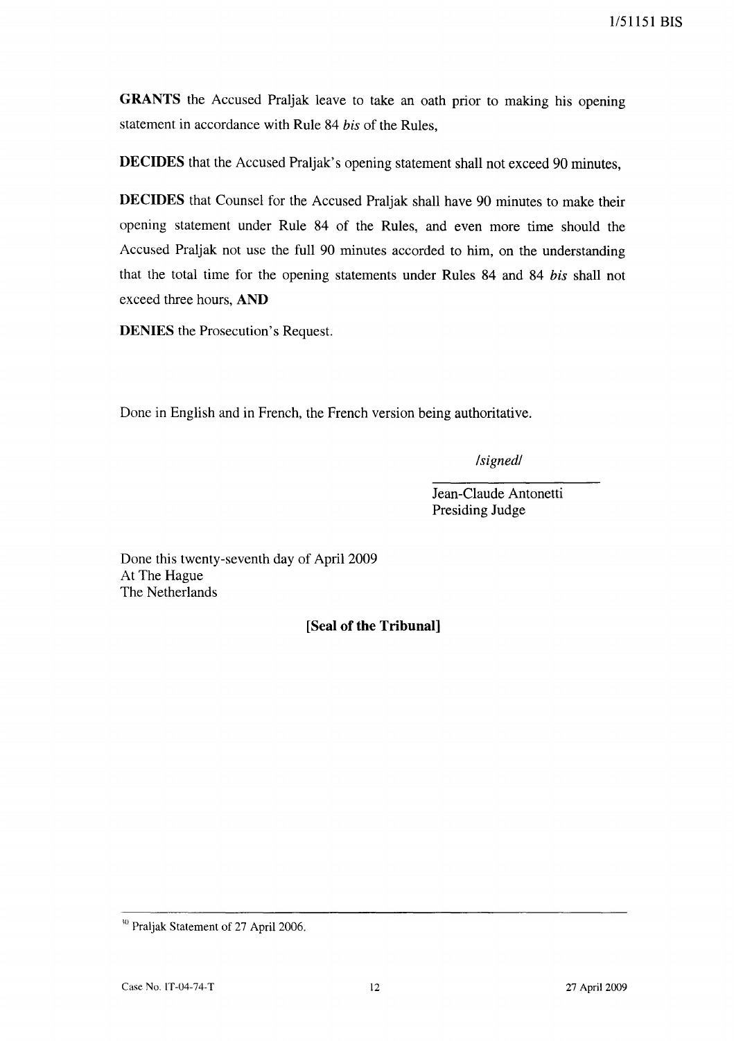**GRANTS** the Accused Praljak leave to take an oath prior to making his opening statement in accordance with Rule 84 *bis* of the Rules,

**DECIDES** that the Accused Praljak's opening statement shall not exceed 90 minutes,

**DECIDES** that Counsel for the Accused Praljak shall have 90 minutes to make their opening statement under Rule 84 of the Rules, and even more time should the Accused Praljak not use the full 90 minutes accorded to him, on the understanding that the total time for the opening statements under Rules 84 and 84 *bis* shall not exceed three hours, **AND**

**DENIES** the Prosecution's Request.

Done in English and in French, the French version being authoritative.

*/signed/*

Jean-Claude Antonetti
Presiding Judge

Done this twenty-seventh day of April 2009
At The Hague
The Netherlands

**[Seal of the Tribunal]**

[30] Praljak Statement of 27 April 2006.